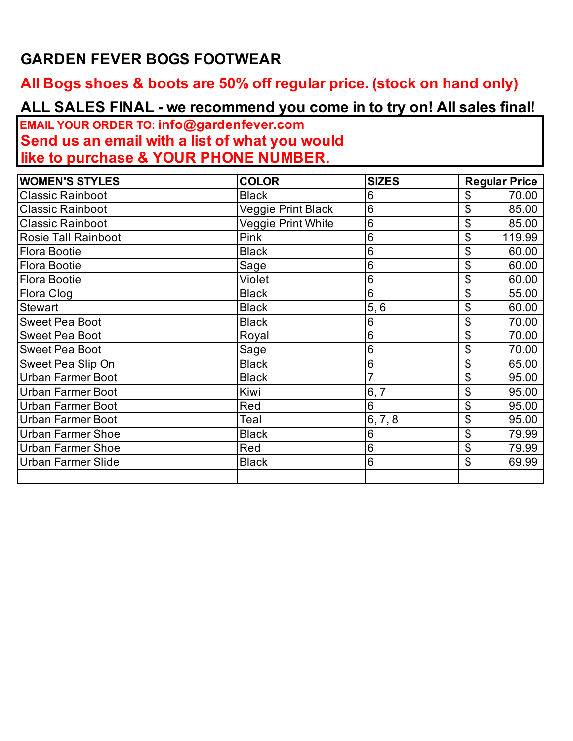# GARDEN FEVER BOGS FOOTWEAR

**All Bogs shoes & boots are 50% off regular price. (stock on hand only)**

**ALL SALES FINAL - we recommend you come in to try on! All sales final!**

**EMAIL YOUR ORDER TO: info@gardenfever.com**
**Send us an email with a list of what you would like to purchase & YOUR PHONE NUMBER.**

| WOMEN'S STYLES | COLOR | SIZES | Regular Price |
|---|---|---|---|
| Classic Rainboot | Black | 6 | $ 70.00 |
| Classic Rainboot | Veggie Print Black | 6 | $ 85.00 |
| Classic Rainboot | Veggie Print White | 6 | $ 85.00 |
| Rosie Tall Rainboot | Pink | 6 | $ 119.99 |
| Flora Bootie | Black | 6 | $ 60.00 |
| Flora Bootie | Sage | 6 | $ 60.00 |
| Flora Bootie | Violet | 6 | $ 60.00 |
| Flora Clog | Black | 6 | $ 55.00 |
| Stewart | Black | 5, 6 | $ 60.00 |
| Sweet Pea Boot | Black | 6 | $ 70.00 |
| Sweet Pea Boot | Royal | 6 | $ 70.00 |
| Sweet Pea Boot | Sage | 6 | $ 70.00 |
| Sweet Pea Slip On | Black | 6 | $ 65.00 |
| Urban Farmer Boot | Black | 7 | $ 95.00 |
| Urban Farmer Boot | Kiwi | 6, 7 | $ 95.00 |
| Urban Farmer Boot | Red | 6 | $ 95.00 |
| Urban Farmer Boot | Teal | 6, 7, 8 | $ 95.00 |
| Urban Farmer Shoe | Black | 6 | $ 79.99 |
| Urban Farmer Shoe | Red | 6 | $ 79.99 |
| Urban Farmer Slide | Black | 6 | $ 69.99 |
| | | | |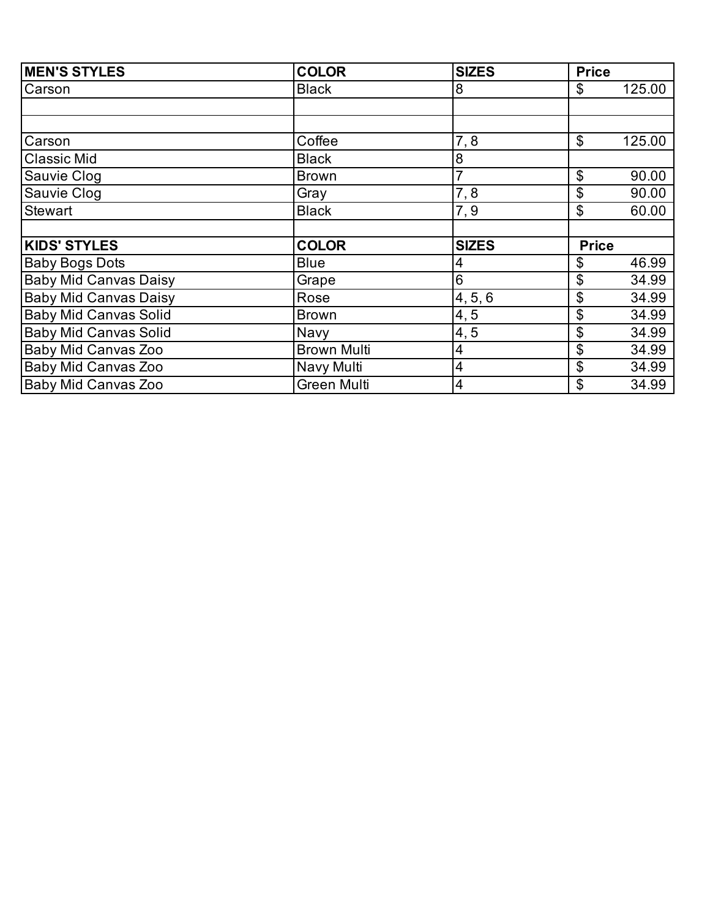| MEN'S STYLES | COLOR | SIZES | Price |
|---|---|---|---|
| Carson | Black | 8 | $ 125.00 |
| | | | |
| | | | |
| Carson | Coffee | 7, 8 | $ 125.00 |
| Classic Mid | Black | 8 | |
| Sauvie Clog | Brown | 7 | $ 90.00 |
| Sauvie Clog | Gray | 7, 8 | $ 90.00 |
| Stewart | Black | 7, 9 | $ 60.00 |
| | | | |
| **KIDS' STYLES** | **COLOR** | **SIZES** | **Price** |
| Baby Bogs Dots | Blue | 4 | $ 46.99 |
| Baby Mid Canvas Daisy | Grape | 6 | $ 34.99 |
| Baby Mid Canvas Daisy | Rose | 4, 5, 6 | $ 34.99 |
| Baby Mid Canvas Solid | Brown | 4, 5 | $ 34.99 |
| Baby Mid Canvas Solid | Navy | 4, 5 | $ 34.99 |
| Baby Mid Canvas Zoo | Brown Multi | 4 | $ 34.99 |
| Baby Mid Canvas Zoo | Navy Multi | 4 | $ 34.99 |
| Baby Mid Canvas Zoo | Green Multi | 4 | $ 34.99 |